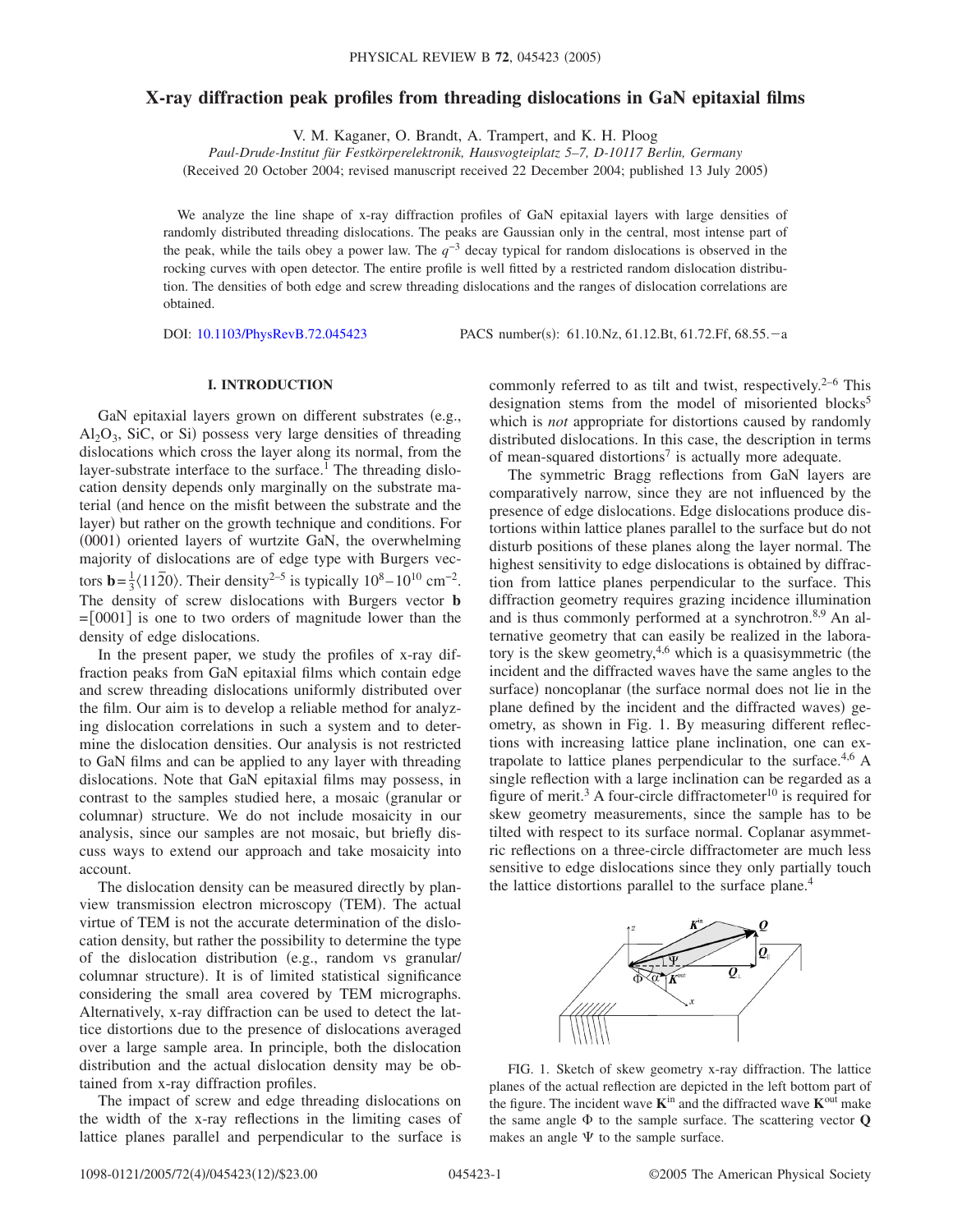# X-ray diffraction peak profiles from threading dislocations in GaN epitaxial films

V. M. Kaganer, O. Brandt, A. Trampert, and K. H. Ploog

*Paul-Drude-Institut für Festkörperelektronik, Hausvogteiplatz 5–7, D-10117 Berlin, Germany*

(Received 20 October 2004; revised manuscript received 22 December 2004; published 13 July 2005)

We analyze the line shape of x-ray diffraction profiles of GaN epitaxial layers with large densities of randomly distributed threading dislocations. The peaks are Gaussian only in the central, most intense part of the peak, while the tails obey a power law. The $q^{-3}$ decay typical for random dislocations is observed in the rocking curves with open detector. The entire profile is well fitted by a restricted random dislocation distribution. The densities of both edge and screw threading dislocations and the ranges of dislocation correlations are obtained.

DOI: 10.1103/PhysRevB.72.045423 PACS number(s): 61.10.Nz, 61.12.Bt, 61.72.Ff, 68.55.−a

## I. INTRODUCTION

GaN epitaxial layers grown on different substrates (e.g., $Al_2O_3$, SiC, or Si) possess very large densities of threading dislocations which cross the layer along its normal, from the layer-substrate interface to the surface.[1] The threading dislocation density depends only marginally on the substrate material (and hence on the misfit between the substrate and the layer) but rather on the growth technique and conditions. For (0001) oriented layers of wurtzite GaN, the overwhelming majority of dislocations are of edge type with Burgers vectors $\mathbf{b}=\frac{1}{3}\langle 11\bar{2}0\rangle$. Their density[2–5] is typically $10^{8}$–$10^{10}$ cm$^{-2}$. The density of screw dislocations with Burgers vector $\mathbf{b}=[0001]$ is one to two orders of magnitude lower than the density of edge dislocations.

In the present paper, we study the profiles of x-ray diffraction peaks from GaN epitaxial films which contain edge and screw threading dislocations uniformly distributed over the film. Our aim is to develop a reliable method for analyzing dislocation correlations in such a system and to determine the dislocation densities. Our analysis is not restricted to GaN films and can be applied to any layer with threading dislocations. Note that GaN epitaxial films may possess, in contrast to the samples studied here, a mosaic (granular or columnar) structure. We do not include mosaicity in our analysis, since our samples are not mosaic, but briefly discuss ways to extend our approach and take mosaicity into account.

The dislocation density can be measured directly by plan-view transmission electron microscopy (TEM). The actual virtue of TEM is not the accurate determination of the dislocation density, but rather the possibility to determine the type of the dislocation distribution (e.g., random vs granular/columnar structure). It is of limited statistical significance considering the small area covered by TEM micrographs. Alternatively, x-ray diffraction can be used to detect the lattice distortions due to the presence of dislocations averaged over a large sample area. In principle, both the dislocation distribution and the actual dislocation density may be obtained from x-ray diffraction profiles.

The impact of screw and edge threading dislocations on the width of the x-ray reflections in the limiting cases of lattice planes parallel and perpendicular to the surface is commonly referred to as tilt and twist, respectively.[2–6] This designation stems from the model of misoriented blocks[5] which is *not* appropriate for distortions caused by randomly distributed dislocations. In this case, the description in terms of mean-squared distortions[7] is actually more adequate.

The symmetric Bragg reflections from GaN layers are comparatively narrow, since they are not influenced by the presence of edge dislocations. Edge dislocations produce distortions within lattice planes parallel to the surface but do not disturb positions of these planes along the layer normal. The highest sensitivity to edge dislocations is obtained by diffraction from lattice planes perpendicular to the surface. This diffraction geometry requires grazing incidence illumination and is thus commonly performed at a synchrotron.[8,9] An alternative geometry that can easily be realized in the laboratory is the skew geometry,[4,6] which is a quasisymmetric (the incident and the diffracted waves have the same angles to the surface) noncoplanar (the surface normal does not lie in the plane defined by the incident and the diffracted waves) geometry, as shown in Fig. 1. By measuring different reflections with increasing lattice plane inclination, one can extrapolate to lattice planes perpendicular to the surface.[4,6] A single reflection with a large inclination can be regarded as a figure of merit.[3] A four-circle diffractometer[10] is required for skew geometry measurements, since the sample has to be tilted with respect to its surface normal. Coplanar asymmetric reflections on a three-circle diffractometer are much less sensitive to edge dislocations since they only partially touch the lattice distortions parallel to the surface plane.[4]

FIG. 1. Sketch of skew geometry x-ray diffraction. The lattice planes of the actual reflection are depicted in the left bottom part of the figure. The incident wave $\mathbf{K}^{\text{in}}$ and the diffracted wave $\mathbf{K}^{\text{out}}$ make the same angle $\Phi$ to the sample surface. The scattering vector $\mathbf{Q}$ makes an angle $\Psi$ to the sample surface.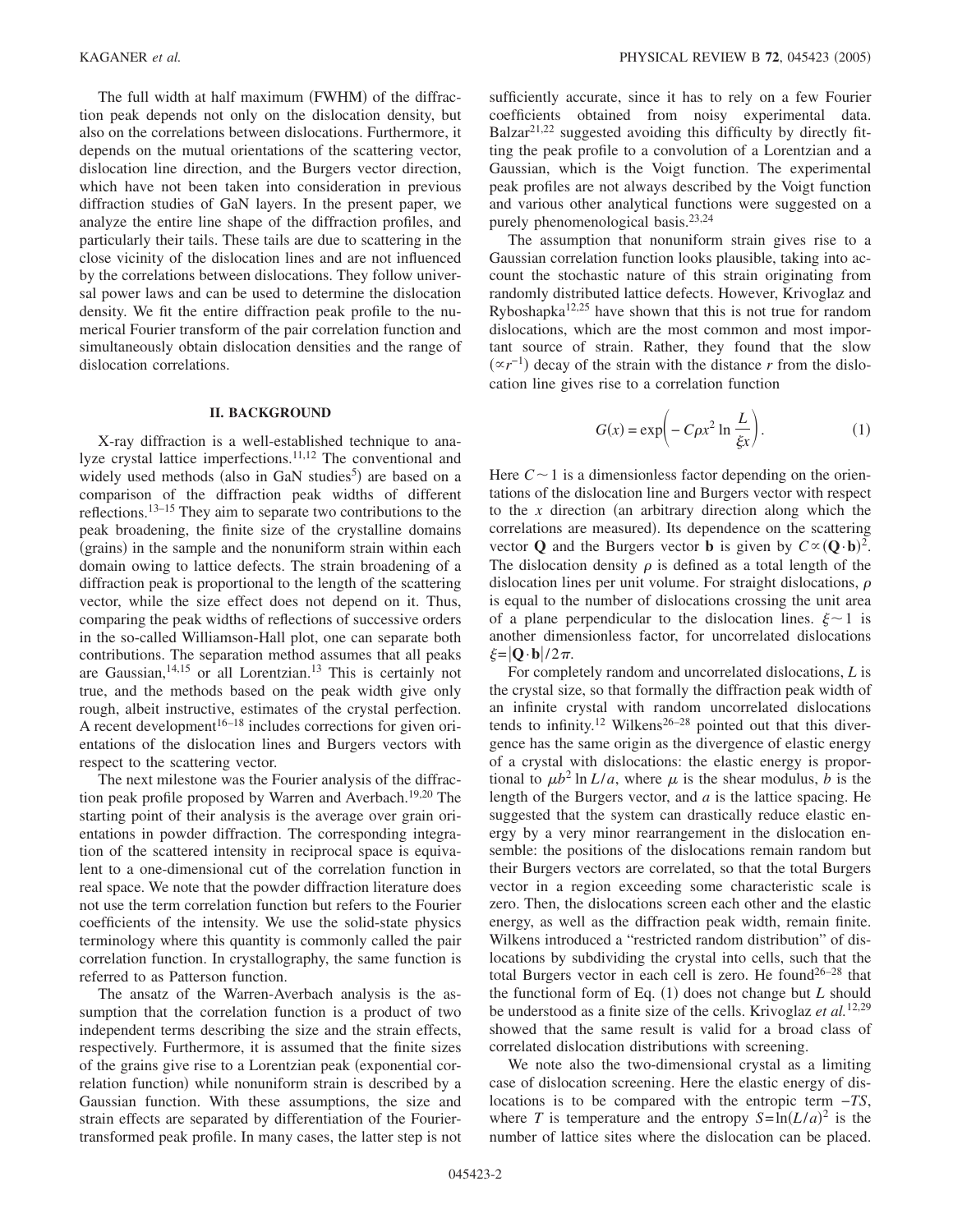The full width at half maximum (FWHM) of the diffraction peak depends not only on the dislocation density, but also on the correlations between dislocations. Furthermore, it depends on the mutual orientations of the scattering vector, dislocation line direction, and the Burgers vector direction, which have not been taken into consideration in previous diffraction studies of GaN layers. In the present paper, we analyze the entire line shape of the diffraction profiles, and particularly their tails. These tails are due to scattering in the close vicinity of the dislocation lines and are not influenced by the correlations between dislocations. They follow universal power laws and can be used to determine the dislocation density. We fit the entire diffraction peak profile to the numerical Fourier transform of the pair correlation function and simultaneously obtain dislocation densities and the range of dislocation correlations.

## II. BACKGROUND

X-ray diffraction is a well-established technique to analyze crystal lattice imperfections.[11,12] The conventional and widely used methods (also in GaN studies[5]) are based on a comparison of the diffraction peak widths of different reflections.[13–15] They aim to separate two contributions to the peak broadening, the finite size of the crystalline domains (grains) in the sample and the nonuniform strain within each domain owing to lattice defects. The strain broadening of a diffraction peak is proportional to the length of the scattering vector, while the size effect does not depend on it. Thus, comparing the peak widths of reflections of successive orders in the so-called Williamson-Hall plot, one can separate both contributions. The separation method assumes that all peaks are Gaussian,[14,15] or all Lorentzian.[13] This is certainly not true, and the methods based on the peak width give only rough, albeit instructive, estimates of the crystal perfection. A recent development[16–18] includes corrections for given orientations of the dislocation lines and Burgers vectors with respect to the scattering vector.

The next milestone was the Fourier analysis of the diffraction peak profile proposed by Warren and Averbach.[19,20] The starting point of their analysis is the average over grain orientations in powder diffraction. The corresponding integration of the scattered intensity in reciprocal space is equivalent to a one-dimensional cut of the correlation function in real space. We note that the powder diffraction literature does not use the term correlation function but refers to the Fourier coefficients of the intensity. We use the solid-state physics terminology where this quantity is commonly called the pair correlation function. In crystallography, the same function is referred to as Patterson function.

The ansatz of the Warren-Averbach analysis is the assumption that the correlation function is a product of two independent terms describing the size and the strain effects, respectively. Furthermore, it is assumed that the finite sizes of the grains give rise to a Lorentzian peak (exponential correlation function) while nonuniform strain is described by a Gaussian function. With these assumptions, the size and strain effects are separated by differentiation of the Fourier-transformed peak profile. In many cases, the latter step is not sufficiently accurate, since it has to rely on a few Fourier coefficients obtained from noisy experimental data. Balzar[21,22] suggested avoiding this difficulty by directly fitting the peak profile to a convolution of a Lorentzian and a Gaussian, which is the Voigt function. The experimental peak profiles are not always described by the Voigt function and various other analytical functions were suggested on a purely phenomenological basis.[23,24]

The assumption that nonuniform strain gives rise to a Gaussian correlation function looks plausible, taking into account the stochastic nature of this strain originating from randomly distributed lattice defects. However, Krivoglaz and Ryboshapka[12,25] have shown that this is not true for random dislocations, which are the most common and most important source of strain. Rather, they found that the slow ($\propto r^{-1}$) decay of the strain with the distance $r$ from the dislocation line gives rise to a correlation function

$$G(x) = \exp\left(-C\rho x^2 \ln \frac{L}{\xi x}\right). \tag{1}$$

Here $C \sim 1$ is a dimensionless factor depending on the orientations of the dislocation line and Burgers vector with respect to the $x$ direction (an arbitrary direction along which the correlations are measured). Its dependence on the scattering vector $\mathbf{Q}$ and the Burgers vector $\mathbf{b}$ is given by $C \propto (\mathbf{Q}\cdot\mathbf{b})^2$. The dislocation density $\rho$ is defined as a total length of the dislocation lines per unit volume. For straight dislocations, $\rho$ is equal to the number of dislocations crossing the unit area of a plane perpendicular to the dislocation lines. $\xi \sim 1$ is another dimensionless factor, for uncorrelated dislocations $\xi = |\mathbf{Q}\cdot\mathbf{b}|/2\pi$.

For completely random and uncorrelated dislocations, $L$ is the crystal size, so that formally the diffraction peak width of an infinite crystal with random uncorrelated dislocations tends to infinity.[12] Wilkens[26–28] pointed out that this divergence has the same origin as the divergence of elastic energy of a crystal with dislocations: the elastic energy is proportional to $\mu b^2 \ln L/a$, where $\mu$ is the shear modulus, $b$ is the length of the Burgers vector, and $a$ is the lattice spacing. He suggested that the system can drastically reduce elastic energy by a very minor rearrangement in the dislocation ensemble: the positions of the dislocations remain random but their Burgers vectors are correlated, so that the total Burgers vector in a region exceeding some characteristic scale is zero. Then, the dislocations screen each other and the elastic energy, as well as the diffraction peak width, remain finite. Wilkens introduced a "restricted random distribution" of dislocations by subdividing the crystal into cells, such that the total Burgers vector in each cell is zero. He found[26–28] that the functional form of Eq. (1) does not change but $L$ should be understood as a finite size of the cells. Krivoglaz *et al.*[12,29] showed that the same result is valid for a broad class of correlated dislocation distributions with screening.

We note also the two-dimensional crystal as a limiting case of dislocation screening. Here the elastic energy of dislocations is to be compared with the entropic term $-TS$, where $T$ is temperature and the entropy $S = \ln(L/a)^2$ is the number of lattice sites where the dislocation can be placed.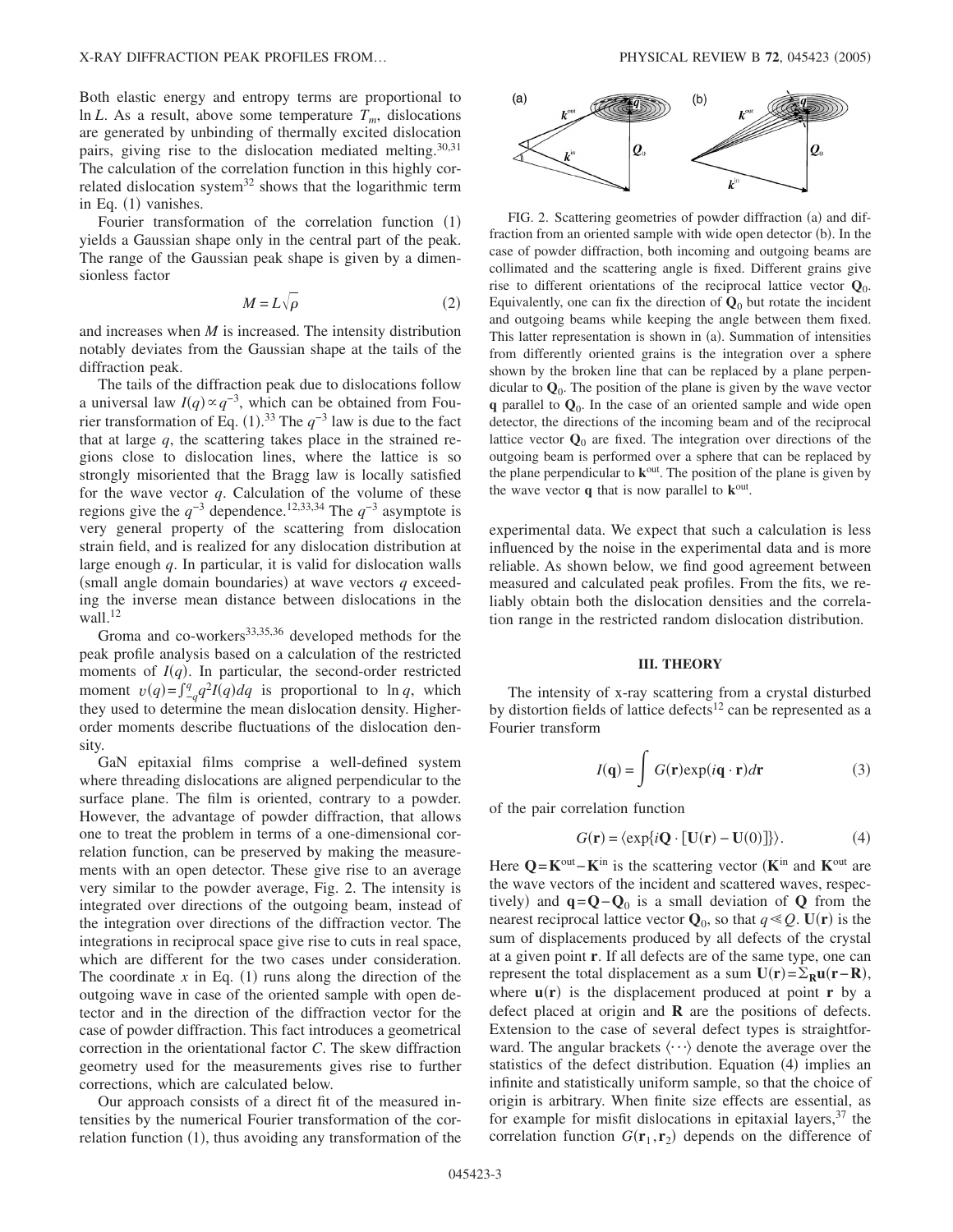Both elastic energy and entropy terms are proportional to $\ln L$. As a result, above some temperature $T_m$, dislocations are generated by unbinding of thermally excited dislocation pairs, giving rise to the dislocation mediated melting.[30,31] The calculation of the correlation function in this highly correlated dislocation system[32] shows that the logarithmic term in Eq. (1) vanishes.

Fourier transformation of the correlation function (1) yields a Gaussian shape only in the central part of the peak. The range of the Gaussian peak shape is given by a dimensionless factor

$$M = L\sqrt{\rho} \tag{2}$$

and increases when $M$ is increased. The intensity distribution notably deviates from the Gaussian shape at the tails of the diffraction peak.

The tails of the diffraction peak due to dislocations follow a universal law $I(q) \propto q^{-3}$, which can be obtained from Fourier transformation of Eq. (1).[33] The $q^{-3}$ law is due to the fact that at large $q$, the scattering takes place in the strained regions close to dislocation lines, where the lattice is so strongly misoriented that the Bragg law is locally satisfied for the wave vector $q$. Calculation of the volume of these regions give the $q^{-3}$ dependence.[12,33,34] The $q^{-3}$ asymptote is very general property of the scattering from dislocation strain field, and is realized for any dislocation distribution at large enough $q$. In particular, it is valid for dislocation walls (small angle domain boundaries) at wave vectors $q$ exceeding the inverse mean distance between dislocations in the wall.[12]

Groma and co-workers[33,35,36] developed methods for the peak profile analysis based on a calculation of the restricted moments of $I(q)$. In particular, the second-order restricted moment $v(q)=\int_{-q}^{q} q^2 I(q) dq$ is proportional to $\ln q$, which they used to determine the mean dislocation density. Higher-order moments describe fluctuations of the dislocation density.

GaN epitaxial films comprise a well-defined system where threading dislocations are aligned perpendicular to the surface plane. The film is oriented, contrary to a powder. However, the advantage of powder diffraction, that allows one to treat the problem in terms of a one-dimensional correlation function, can be preserved by making the measurements with an open detector. These give rise to an average very similar to the powder average, Fig. 2. The intensity is integrated over directions of the outgoing beam, instead of the integration over directions of the diffraction vector. The integrations in reciprocal space give rise to cuts in real space, which are different for the two cases under consideration. The coordinate $x$ in Eq. (1) runs along the direction of the outgoing wave in case of the oriented sample with open detector and in the direction of the diffraction vector for the case of powder diffraction. This fact introduces a geometrical correction in the orientational factor $C$. The skew diffraction geometry used for the measurements gives rise to further corrections, which are calculated below.

Our approach consists of a direct fit of the measured intensities by the numerical Fourier transformation of the correlation function (1), thus avoiding any transformation of the experimental data. We expect that such a calculation is less influenced by the noise in the experimental data and is more reliable. As shown below, we find good agreement between measured and calculated peak profiles. From the fits, we reliably obtain both the dislocation densities and the correlation range in the restricted random dislocation distribution.

FIG. 2. Scattering geometries of powder diffraction (a) and diffraction from an oriented sample with wide open detector (b). In the case of powder diffraction, both incoming and outgoing beams are collimated and the scattering angle is fixed. Different grains give rise to different orientations of the reciprocal lattice vector $\mathbf{Q}_0$. Equivalently, one can fix the direction of $\mathbf{Q}_0$ but rotate the incident and outgoing beams while keeping the angle between them fixed. This latter representation is shown in (a). Summation of intensities from differently oriented grains is the integration over a sphere shown by the broken line that can be replaced by a plane perpendicular to $\mathbf{Q}_0$. The position of the plane is given by the wave vector $\mathbf{q}$ parallel to $\mathbf{Q}_0$. In the case of an oriented sample and wide open detector, the directions of the incoming beam and of the reciprocal lattice vector $\mathbf{Q}_0$ are fixed. The integration over directions of the outgoing beam is performed over a sphere that can be replaced by the plane perpendicular to $\mathbf{k}^{\text{out}}$. The position of the plane is given by the wave vector $\mathbf{q}$ that is now parallel to $\mathbf{k}^{\text{out}}$.

## III. THEORY

The intensity of x-ray scattering from a crystal disturbed by distortion fields of lattice defects[12] can be represented as a Fourier transform

$$I(\mathbf{q}) = \int G(\mathbf{r}) \exp(i\mathbf{q}\cdot\mathbf{r}) d\mathbf{r} \tag{3}$$

of the pair correlation function

$$G(\mathbf{r}) = \langle \exp\{i\mathbf{Q}\cdot[\mathbf{U}(\mathbf{r}) - \mathbf{U}(0)]\}\rangle. \tag{4}$$

Here $\mathbf{Q}=\mathbf{K}^{\text{out}}-\mathbf{K}^{\text{in}}$ is the scattering vector ($\mathbf{K}^{\text{in}}$ and $\mathbf{K}^{\text{out}}$ are the wave vectors of the incident and scattered waves, respectively) and $\mathbf{q}=\mathbf{Q}-\mathbf{Q}_0$ is a small deviation of $\mathbf{Q}$ from the nearest reciprocal lattice vector $\mathbf{Q}_0$, so that $q \ll Q$. $\mathbf{U}(\mathbf{r})$ is the sum of displacements produced by all defects of the crystal at a given point $\mathbf{r}$. If all defects are of the same type, one can represent the total displacement as a sum $\mathbf{U}(\mathbf{r})=\sum_{\mathbf{R}}\mathbf{u}(\mathbf{r}-\mathbf{R})$, where $\mathbf{u}(\mathbf{r})$ is the displacement produced at point $\mathbf{r}$ by a defect placed at origin and $\mathbf{R}$ are the positions of defects. Extension to the case of several defect types is straightforward. The angular brackets $\langle \cdots \rangle$ denote the average over the statistics of the defect distribution. Equation (4) implies an infinite and statistically uniform sample, so that the choice of origin is arbitrary. When finite size effects are essential, as for example for misfit dislocations in epitaxial layers,[37] the correlation function $G(\mathbf{r}_1, \mathbf{r}_2)$ depends on the difference of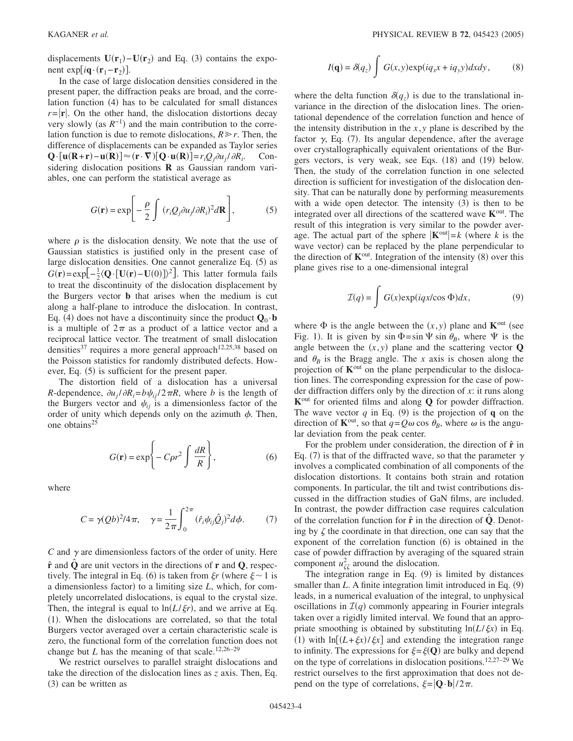displacements $\mathbf{U}(\mathbf{r}_1)-\mathbf{U}(\mathbf{r}_2)$ and Eq. (3) contains the exponent $\exp[i\mathbf{q}\cdot(\mathbf{r}_1-\mathbf{r}_2)]$.

In the case of large dislocation densities considered in the present paper, the diffraction peaks are broad, and the correlation function (4) has to be calculated for small distances $r=|\mathbf{r}|$. On the other hand, the dislocation distortions decay very slowly (as $R^{-1}$) and the main contribution to the correlation function is due to remote dislocations, $R \gg r$. Then, the difference of displacements can be expanded as Taylor series $\mathbf{Q}\cdot[\mathbf{u}(\mathbf{R}+\mathbf{r})-\mathbf{u}(\mathbf{R})] \approx (\mathbf{r}\cdot\nabla)[\mathbf{Q}\cdot\mathbf{u}(\mathbf{R})] = r_i Q_j \partial u_j/\partial R_i$. Considering dislocation positions $\mathbf{R}$ as Gaussian random variables, one can perform the statistical average as

$$G(\mathbf{r}) = \exp\left[-\frac{\rho}{2}\int (r_i Q_j \partial u_j/\partial R_i)^2 d\mathbf{R}\right], \tag{5}$$

where $\rho$ is the dislocation density. We note that the use of Gaussian statistics is justified only in the present case of large dislocation densities. One cannot generalize Eq. (5) as $G(\mathbf{r}) = \exp[-\frac{1}{2}\langle \mathbf{Q}\cdot[\mathbf{U}(\mathbf{r})-\mathbf{U}(0)]\rangle^2]$. This latter formula fails to treat the discontinuity of the dislocation displacement by the Burgers vector $\mathbf{b}$ that arises when the medium is cut along a half-plane to introduce the dislocation. In contrast, Eq. (4) does not have a discontinuity since the product $\mathbf{Q}_0\cdot\mathbf{b}$ is a multiple of $2\pi$ as a product of a lattice vector and a reciprocal lattice vector. The treatment of small dislocation densities[37] requires a more general approach[12,25,38] based on the Poisson statistics for randomly distributed defects. However, Eq. (5) is sufficient for the present paper.

The distortion field of a dislocation has a universal $R$-dependence, $\partial u_j/\partial R_i = b\psi_{ij}/2\pi R$, where $b$ is the length of the Burgers vector and $\psi_{ij}$ is a dimensionless factor of the order of unity which depends only on the azimuth $\phi$. Then, one obtains[25]

$$G(\mathbf{r}) = \exp\left\{-C\rho r^2 \int \frac{dR}{R}\right\}, \tag{6}$$

where

$$C = \gamma(Qb)^2/4\pi, \quad \gamma = \frac{1}{2\pi}\int_0^{2\pi} (\hat{r}_i \psi_{ij} \hat{Q}_j)^2 d\phi. \tag{7}$$

$C$ and $\gamma$ are dimensionless factors of the order of unity. Here $\hat{\mathbf{r}}$ and $\hat{\mathbf{Q}}$ are unit vectors in the directions of $\mathbf{r}$ and $\mathbf{Q}$, respectively. The integral in Eq. (6) is taken from $\xi r$ (where $\xi \sim 1$ is a dimensionless factor) to a limiting size $L$, which, for completely uncorrelated dislocations, is equal to the crystal size. Then, the integral is equal to $\ln(L/\xi r)$, and we arrive at Eq. (1). When the dislocations are correlated, so that the total Burgers vector averaged over a certain characteristic scale is zero, the functional form of the correlation function does not change but $L$ has the meaning of that scale.[12,26–29]

We restrict ourselves to parallel straight dislocations and take the direction of the dislocation lines as $z$ axis. Then, Eq. (3) can be written as

$$I(\mathbf{q}) = \delta(q_z)\int G(x,y)\exp(iq_x x + iq_y y)dxdy, \tag{8}$$

where the delta function $\delta(q_z)$ is due to the translational invariance in the direction of the dislocation lines. The orientational dependence of the correlation function and hence of the intensity distribution in the $x,y$ plane is described by the factor $\gamma$, Eq. (7). Its angular dependence, after the average over crystallographically equivalent orientations of the Burgers vectors, is very weak, see Eqs. (18) and (19) below. Then, the study of the correlation function in one selected direction is sufficient for investigation of the dislocation density. That can be naturally done by performing measurements with a wide open detector. The intensity (3) is then to be integrated over all directions of the scattered wave $\mathbf{K}^{\text{out}}$. The result of this integration is very similar to the powder average. The actual part of the sphere $|\mathbf{K}^{\text{out}}|=k$ (where $k$ is the wave vector) can be replaced by the plane perpendicular to the direction of $\mathbf{K}^{\text{out}}$. Integration of the intensity (8) over this plane gives rise to a one-dimensional integral

$$\mathcal{I}(q) = \int G(x)\exp(iqx/\cos\Phi)dx, \tag{9}$$

where $\Phi$ is the angle between the $(x,y)$ plane and $\mathbf{K}^{\text{out}}$ (see Fig. 1). It is given by $\sin\Phi = \sin\Psi \sin\theta_B$, where $\Psi$ is the angle between the $(x,y)$ plane and the scattering vector $\mathbf{Q}$ and $\theta_B$ is the Bragg angle. The $x$ axis is chosen along the projection of $\mathbf{K}^{\text{out}}$ on the plane perpendicular to the dislocation lines. The corresponding expression for the case of powder diffraction differs only by the direction of $x$: it runs along $\mathbf{K}^{\text{out}}$ for oriented films and along $\mathbf{Q}$ for powder diffraction. The wave vector $q$ in Eq. (9) is the projection of $\mathbf{q}$ on the direction of $\mathbf{K}^{\text{out}}$, so that $q = Q\omega\cos\theta_B$, where $\omega$ is the angular deviation from the peak center.

For the problem under consideration, the direction of $\hat{\mathbf{r}}$ in Eq. (7) is that of the diffracted wave, so that the parameter $\gamma$ involves a complicated combination of all components of the dislocation distortions. It contains both strain and rotation components. In particular, the tilt and twist contributions discussed in the diffraction studies of GaN films, are included. In contrast, the powder diffraction case requires calculation of the correlation function for $\hat{\mathbf{r}}$ in the direction of $\hat{\mathbf{Q}}$. Denoting by $\zeta$ the coordinate in that direction, one can say that the exponent of the correlation function (6) is obtained in the case of powder diffraction by averaging of the squared strain component $u_{\zeta\zeta}^2$ around the dislocation.

The integration range in Eq. (9) is limited by distances smaller than $L$. A finite integration limit introduced in Eq. (9) leads, in a numerical evaluation of the integral, to unphysical oscillations in $\mathcal{I}(q)$ commonly appearing in Fourier integrals taken over a rigidly limited interval. We found that an appropriate smoothing is obtained by substituting $\ln(L/\xi x)$ in Eq. (1) with $\ln[(L+\xi x)/\xi x]$ and extending the integration range to infinity. The expressions for $\xi = \xi(\mathbf{Q})$ are bulky and depend on the type of correlations in dislocation positions.[12,27–29] We restrict ourselves to the first approximation that does not depend on the type of correlations, $\xi = |\mathbf{Q}\cdot\mathbf{b}|/2\pi$.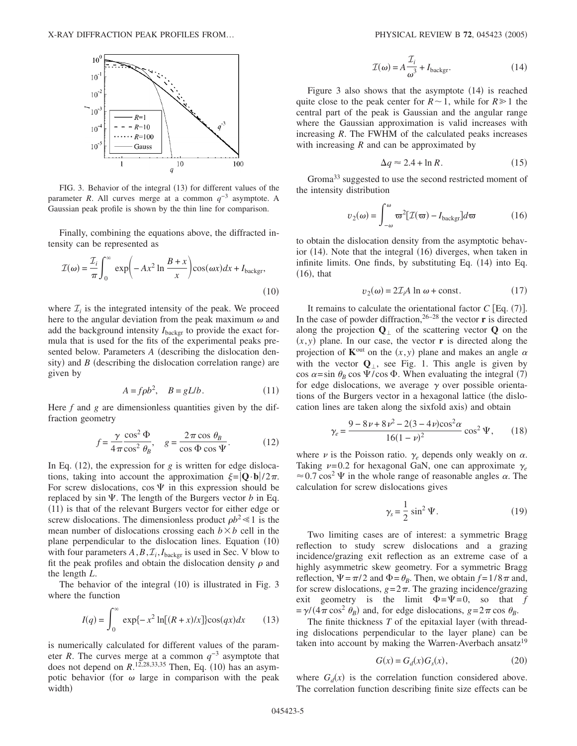FIG. 3. Behavior of the integral (13) for different values of the parameter $R$. All curves merge at a common $q^{-3}$ asymptote. A Gaussian peak profile is shown by the thin line for comparison.

Finally, combining the equations above, the diffracted intensity can be represented as

$$\mathcal{I}(\omega) = \frac{\mathcal{I}_i}{\pi} \int_0^\infty \exp\left(-Ax^2 \ln \frac{B+x}{x}\right) \cos(\omega x) dx + I_{\text{backgr}}, \tag{10}$$

where $\mathcal{I}_i$ is the integrated intensity of the peak. We proceed here to the angular deviation from the peak maximum $\omega$ and add the background intensity $I_{\text{backgr}}$ to provide the exact formula that is used for the fits of the experimental peaks presented below. Parameters $A$ (describing the dislocation density) and $B$ (describing the dislocation correlation range) are given by

$$A = f\rho b^2, \quad B = gL/b. \tag{11}$$

Here $f$ and $g$ are dimensionless quantities given by the diffraction geometry

$$f = \frac{\gamma}{4\pi} \frac{\cos^2 \Phi}{\cos^2 \theta_B}, \quad g = \frac{2\pi \cos \theta_B}{\cos \Phi \cos \Psi}. \tag{12}$$

In Eq. (12), the expression for $g$ is written for edge dislocations, taking into account the approximation $\xi = |\mathbf{Q} \cdot \mathbf{b}|/2\pi$. For screw dislocations, $\cos \Psi$ in this expression should be replaced by $\sin \Psi$. The length of the Burgers vector $b$ in Eq. (11) is that of the relevant Burgers vector for either edge or screw dislocations. The dimensionless product $\rho b^2 \ll 1$ is the mean number of dislocations crossing each $b \times b$ cell in the plane perpendicular to the dislocation lines. Equation (10) with four parameters $A, B, \mathcal{I}_i, I_{\text{backgr}}$ is used in Sec. V blow to fit the peak profiles and obtain the dislocation density $\rho$ and the length $L$.

The behavior of the integral (10) is illustrated in Fig. 3 where the function

$$I(q) = \int_0^\infty \exp\{-x^2 \ln[(R+x)/x]\} \cos(qx) dx \tag{13}$$

is numerically calculated for different values of the parameter $R$. The curves merge at a common $q^{-3}$ asymptote that does not depend on $R$.[12,28,33,35] Then, Eq. (10) has an asymptotic behavior (for $\omega$ large in comparison with the peak width)

$$\mathcal{I}(\omega) = A \frac{\mathcal{I}_i}{\omega^3} + I_{\text{backgr}}. \tag{14}$$

Figure 3 also shows that the asymptote (14) is reached quite close to the peak center for $R \sim 1$, while for $R \gg 1$ the central part of the peak is Gaussian and the angular range where the Gaussian approximation is valid increases with increasing $R$. The FWHM of the calculated peaks increases with increasing $R$ and can be approximated by

$$\Delta q \approx 2.4 + \ln R. \tag{15}$$

Groma[33] suggested to use the second restricted moment of the intensity distribution

$$v_2(\omega) = \int_{-\omega}^{\omega} \varpi^2 [\mathcal{I}(\varpi) - I_{\text{backgr}}] d\varpi \tag{16}$$

to obtain the dislocation density from the asymptotic behavior (14). Note that the integral (16) diverges, when taken in infinite limits. One finds, by substituting Eq. (14) into Eq. (16), that

$$v_2(\omega) = 2\mathcal{I}_i A \ln \omega + \text{const}. \tag{17}$$

It remains to calculate the orientational factor $C$ [Eq. (7)]. In the case of powder diffraction,[26–28] the vector $\mathbf{r}$ is directed along the projection $\mathbf{Q}_\perp$ of the scattering vector $\mathbf{Q}$ on the $(x,y)$ plane. In our case, the vector $\mathbf{r}$ is directed along the projection of $\mathbf{K}^{\text{out}}$ on the $(x,y)$ plane and makes an angle $\alpha$ with the vector $\mathbf{Q}_\perp$, see Fig. 1. This angle is given by $\cos \alpha = \sin \theta_B \cos \Psi / \cos \Phi$. When evaluating the integral (7) for edge dislocations, we average $\gamma$ over possible orientations of the Burgers vector in a hexagonal lattice (the dislocation lines are taken along the sixfold axis) and obtain

$$\gamma_e = \frac{9 - 8\nu + 8\nu^2 - 2(3 - 4\nu)\cos^2 \alpha}{16(1-\nu)^2} \cos^2 \Psi, \tag{18}$$

where $\nu$ is the Poisson ratio. $\gamma_e$ depends only weakly on $\alpha$. Taking $\nu = 0.2$ for hexagonal GaN, one can approximate $\gamma_e \approx 0.7 \cos^2 \Psi$ in the whole range of reasonable angles $\alpha$. The calculation for screw dislocations gives

$$\gamma_s = \frac{1}{2} \sin^2 \Psi. \tag{19}$$

Two limiting cases are of interest: a symmetric Bragg reflection to study screw dislocations and a grazing incidence/grazing exit reflection as an extreme case of a highly asymmetric skew geometry. For a symmetric Bragg reflection, $\Psi = \pi/2$ and $\Phi = \theta_B$. Then, we obtain $f = 1/8\pi$ and, for screw dislocations, $g = 2\pi$. The grazing incidence/grazing exit geometry is the limit $\Phi = \Psi = 0$, so that $f = \gamma/(4\pi \cos^2 \theta_B)$ and, for edge dislocations, $g = 2\pi \cos \theta_B$.

The finite thickness $T$ of the epitaxial layer (with threading dislocations perpendicular to the layer plane) can be taken into account by making the Warren-Averbach ansatz[19]

$$G(x) = G_d(x) G_s(x), \tag{20}$$

where $G_d(x)$ is the correlation function considered above. The correlation function describing finite size effects can be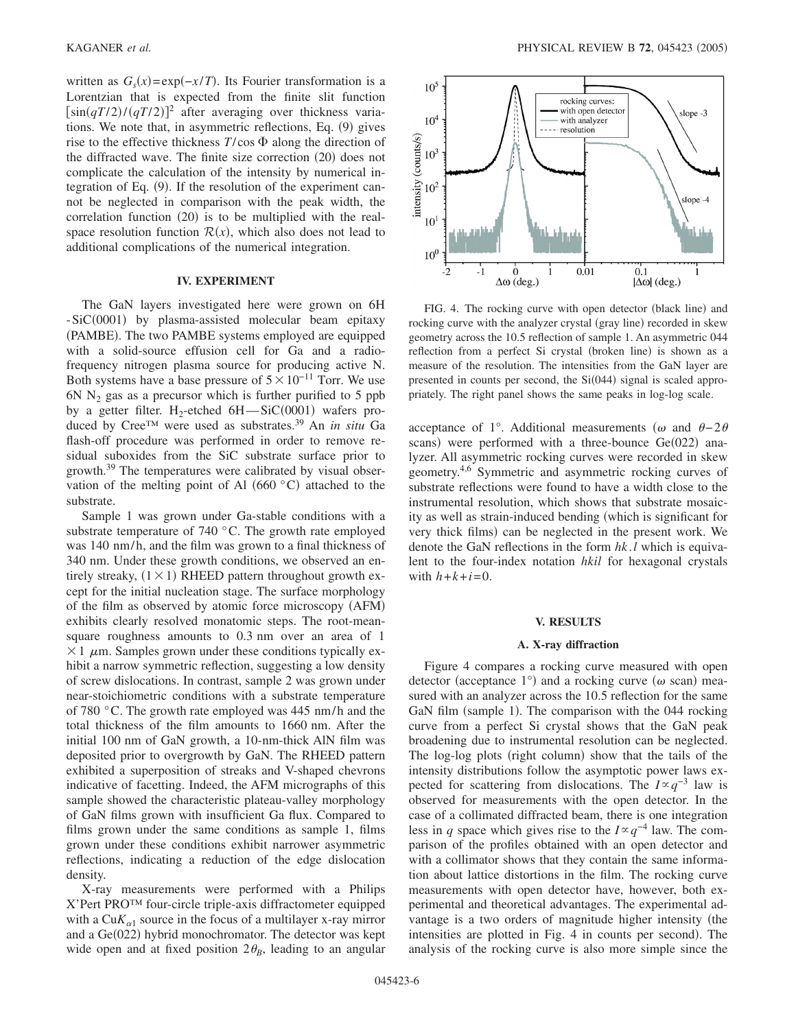written as $G_s(x)=\exp(-x/T)$. Its Fourier transformation is a Lorentzian that is expected from the finite slit function $[\sin(qT/2)/(qT/2)]^2$ after averaging over thickness variations. We note that, in asymmetric reflections, Eq. (9) gives rise to the effective thickness $T/\cos\Phi$ along the direction of the diffracted wave. The finite size correction (20) does not complicate the calculation of the intensity by numerical integration of Eq. (9). If the resolution of the experiment cannot be neglected in comparison with the peak width, the correlation function (20) is to be multiplied with the real-space resolution function $\mathcal{R}(x)$, which also does not lead to additional complications of the numerical integration.

## IV. EXPERIMENT

The GaN layers investigated here were grown on 6H-SiC(0001) by plasma-assisted molecular beam epitaxy (PAMBE). The two PAMBE systems employed are equipped with a solid-source effusion cell for Ga and a radio-frequency nitrogen plasma source for producing active N. Both systems have a base pressure of $5\times10^{-11}$ Torr. We use 6N $N_2$ gas as a precursor which is further purified to 5 ppb by a getter filter. $H_2$-etched 6H—SiC(0001) wafers produced by Cree™ were used as substrates.[39] An *in situ* Ga flash-off procedure was performed in order to remove residual suboxides from the SiC substrate surface prior to growth.[39] The temperatures were calibrated by visual observation of the melting point of Al (660 °C) attached to the substrate.

Sample 1 was grown under Ga-stable conditions with a substrate temperature of 740 °C. The growth rate employed was 140 nm/h, and the film was grown to a final thickness of 340 nm. Under these growth conditions, we observed an entirely streaky, $(1\times1)$ RHEED pattern throughout growth except for the initial nucleation stage. The surface morphology of the film as observed by atomic force microscopy (AFM) exhibits clearly resolved monatomic steps. The root-mean-square roughness amounts to 0.3 nm over an area of $1\times1$ $\mu$m. Samples grown under these conditions typically exhibit a narrow symmetric reflection, suggesting a low density of screw dislocations. In contrast, sample 2 was grown under near-stoichiometric conditions with a substrate temperature of 780 °C. The growth rate employed was 445 nm/h and the total thickness of the film amounts to 1660 nm. After the initial 100 nm of GaN growth, a 10-nm-thick AlN film was deposited prior to overgrowth by GaN. The RHEED pattern exhibited a superposition of streaks and V-shaped chevrons indicative of facetting. Indeed, the AFM micrographs of this sample showed the characteristic plateau-valley morphology of GaN films grown with insufficient Ga flux. Compared to films grown under the same conditions as sample 1, films grown under these conditions exhibit narrower asymmetric reflections, indicating a reduction of the edge dislocation density.

X-ray measurements were performed with a Philips X'Pert PRO™ four-circle triple-axis diffractometer equipped with a Cu$K_{\alpha1}$ source in the focus of a multilayer x-ray mirror and a Ge(022) hybrid monochromator. The detector was kept wide open and at fixed position $2\theta_B$, leading to an angular acceptance of 1°. Additional measurements ($\omega$ and $\theta-2\theta$ scans) were performed with a three-bounce Ge(022) analyzer. All asymmetric rocking curves were recorded in skew geometry.[4,6] Symmetric and asymmetric rocking curves of substrate reflections were found to have a width close to the instrumental resolution, which shows that substrate mosaicity as well as strain-induced bending (which is significant for very thick films) can be neglected in the present work. We denote the GaN reflections in the form *hk.l* which is equivalent to the four-index notation *hkil* for hexagonal crystals with $h+k+i=0$.

FIG. 4. The rocking curve with open detector (black line) and rocking curve with the analyzer crystal (gray line) recorded in skew geometry across the 10.5 reflection of sample 1. An asymmetric 044 reflection from a perfect Si crystal (broken line) is shown as a measure of the resolution. The intensities from the GaN layer are presented in counts per second, the Si(044) signal is scaled appropriately. The right panel shows the same peaks in log-log scale.

## V. RESULTS

### A. X-ray diffraction

Figure 4 compares a rocking curve measured with open detector (acceptance 1°) and a rocking curve ($\omega$ scan) measured with an analyzer across the 10.5 reflection for the same GaN film (sample 1). The comparison with the 044 rocking curve from a perfect Si crystal shows that the GaN peak broadening due to instrumental resolution can be neglected. The log-log plots (right column) show that the tails of the intensity distributions follow the asymptotic power laws expected for scattering from dislocations. The $I\propto q^{-3}$ law is observed for measurements with the open detector. In the case of a collimated diffracted beam, there is one integration less in $q$ space which gives rise to the $I\propto q^{-4}$ law. The comparison of the profiles obtained with an open detector and with a collimator shows that they contain the same information about lattice distortions in the film. The rocking curve measurements with open detector have, however, both experimental and theoretical advantages. The experimental advantage is a two orders of magnitude higher intensity (the intensities are plotted in Fig. 4 in counts per second). The analysis of the rocking curve is also more simple since the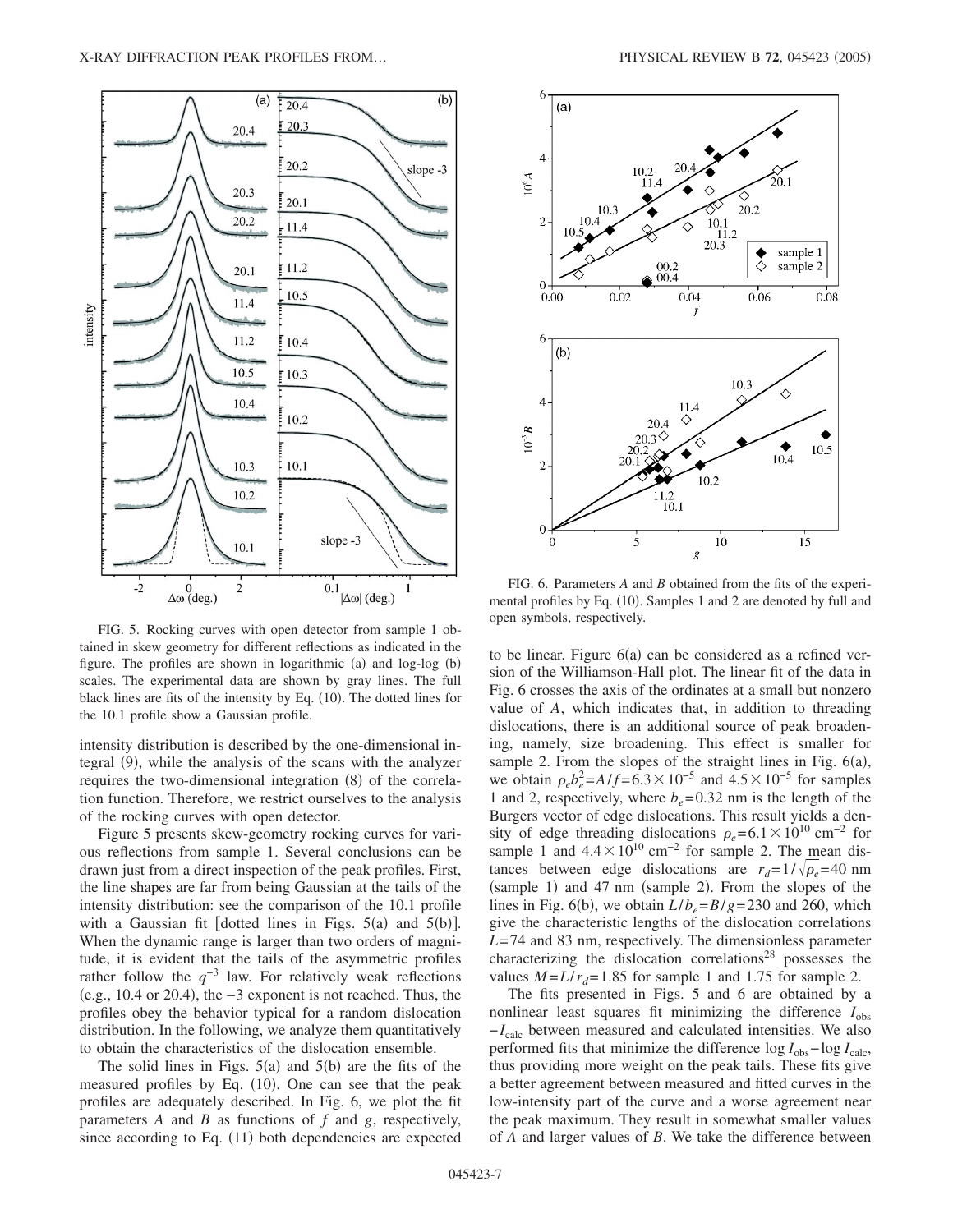FIG. 5. Rocking curves with open detector from sample 1 obtained in skew geometry for different reflections as indicated in the figure. The profiles are shown in logarithmic (a) and log-log (b) scales. The experimental data are shown by gray lines. The full black lines are fits of the intensity by Eq. (10). The dotted lines for the 10.1 profile show a Gaussian profile.

FIG. 6. Parameters $A$ and $B$ obtained from the fits of the experimental profiles by Eq. (10). Samples 1 and 2 are denoted by full and open symbols, respectively.

intensity distribution is described by the one-dimensional integral (9), while the analysis of the scans with the analyzer requires the two-dimensional integration (8) of the correlation function. Therefore, we restrict ourselves to the analysis of the rocking curves with open detector.

Figure 5 presents skew-geometry rocking curves for various reflections from sample 1. Several conclusions can be drawn just from a direct inspection of the peak profiles. First, the line shapes are far from being Gaussian at the tails of the intensity distribution: see the comparison of the 10.1 profile with a Gaussian fit [dotted lines in Figs. 5(a) and 5(b)]. When the dynamic range is larger than two orders of magnitude, it is evident that the tails of the asymmetric profiles rather follow the $q^{-3}$ law. For relatively weak reflections (e.g., 10.4 or 20.4), the $-3$ exponent is not reached. Thus, the profiles obey the behavior typical for a random dislocation distribution. In the following, we analyze them quantitatively to obtain the characteristics of the dislocation ensemble.

The solid lines in Figs. 5(a) and 5(b) are the fits of the measured profiles by Eq. (10). One can see that the peak profiles are adequately described. In Fig. 6, we plot the fit parameters $A$ and $B$ as functions of $f$ and $g$, respectively, since according to Eq. (11) both dependencies are expected to be linear. Figure 6(a) can be considered as a refined version of the Williamson-Hall plot. The linear fit of the data in Fig. 6 crosses the axis of the ordinates at a small but nonzero value of $A$, which indicates that, in addition to threading dislocations, there is an additional source of peak broadening, namely, size broadening. This effect is smaller for sample 2. From the slopes of the straight lines in Fig. 6(a), we obtain $\rho_e b_e^2 = A/f = 6.3\times10^{-5}$ and $4.5\times10^{-5}$ for samples 1 and 2, respectively, where $b_e = 0.32$ nm is the length of the Burgers vector of edge dislocations. This result yields a density of edge threading dislocations $\rho_e = 6.1\times10^{10}$ cm$^{-2}$ for sample 1 and $4.4\times10^{10}$ cm$^{-2}$ for sample 2. The mean distances between edge dislocations are $r_d = 1/\sqrt{\rho_e} = 40$ nm (sample 1) and 47 nm (sample 2). From the slopes of the lines in Fig. 6(b), we obtain $L/b_e = B/g = 230$ and 260, which give the characteristic lengths of the dislocation correlations $L = 74$ and 83 nm, respectively. The dimensionless parameter characterizing the dislocation correlations[28] possesses the values $M = L/r_d = 1.85$ for sample 1 and 1.75 for sample 2.

The fits presented in Figs. 5 and 6 are obtained by a nonlinear least squares fit minimizing the difference $I_{\rm obs} - I_{\rm calc}$ between measured and calculated intensities. We also performed fits that minimize the difference $\log I_{\rm obs} - \log I_{\rm calc}$, thus providing more weight on the peak tails. These fits give a better agreement between measured and fitted curves in the low-intensity part of the curve and a worse agreement near the peak maximum. They result in somewhat smaller values of $A$ and larger values of $B$. We take the difference between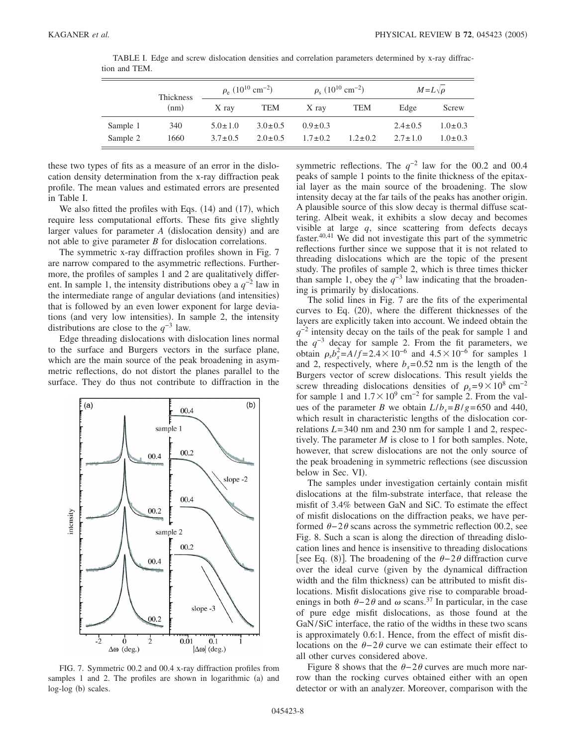TABLE I. Edge and screw dislocation densities and correlation parameters determined by x-ray diffraction and TEM.

| | Thickness (nm) | $\rho_e$ ($10^{10}$ cm$^{-2}$) | | $\rho_s$ ($10^{10}$ cm$^{-2}$) | | $M=L\sqrt{\rho}$ | |
|---|---|---|---|---|---|---|---|
| | | X ray | TEM | X ray | TEM | Edge | Screw |
| Sample 1 | 340 | $5.0\pm1.0$ | $3.0\pm0.5$ | $0.9\pm0.3$ | | $2.4\pm0.5$ | $1.0\pm0.3$ |
| Sample 2 | 1660 | $3.7\pm0.5$ | $2.0\pm0.5$ | $1.7\pm0.2$ | $1.2\pm0.2$ | $2.7\pm1.0$ | $1.0\pm0.3$ |

these two types of fits as a measure of an error in the dislocation density determination from the x-ray diffraction peak profile. The mean values and estimated errors are presented in Table I.

We also fitted the profiles with Eqs. (14) and (17), which require less computational efforts. These fits give slightly larger values for parameter $A$ (dislocation density) and are not able to give parameter $B$ for dislocation correlations.

The symmetric x-ray diffraction profiles shown in Fig. 7 are narrow compared to the asymmetric reflections. Furthermore, the profiles of samples 1 and 2 are qualitatively different. In sample 1, the intensity distributions obey a $q^{-2}$ law in the intermediate range of angular deviations (and intensities) that is followed by an even lower exponent for large deviations (and very low intensities). In sample 2, the intensity distributions are close to the $q^{-3}$ law.

Edge threading dislocations with dislocation lines normal to the surface and Burgers vectors in the surface plane, which are the main source of the peak broadening in asymmetric reflections, do not distort the planes parallel to the surface. They do thus not contribute to diffraction in the symmetric reflections. The $q^{-2}$ law for the 00.2 and 00.4 peaks of sample 1 points to the finite thickness of the epitaxial layer as the main source of the broadening. The slow intensity decay at the far tails of the peaks has another origin. A plausible source of this slow decay is thermal diffuse scattering. Albeit weak, it exhibits a slow decay and becomes visible at large $q$, since scattering from defects decays faster.[40,41] We did not investigate this part of the symmetric reflections further since we suppose that it is not related to threading dislocations which are the topic of the present study. The profiles of sample 2, which is three times thicker than sample 1, obey the $q^{-3}$ law indicating that the broadening is primarily by dislocations.

FIG. 7. Symmetric 00.2 and 00.4 x-ray diffraction profiles from samples 1 and 2. The profiles are shown in logarithmic (a) and log-log (b) scales.

The solid lines in Fig. 7 are the fits of the experimental curves to Eq. (20), where the different thicknesses of the layers are explicitly taken into account. We indeed obtain the $q^{-2}$ intensity decay on the tails of the peak for sample 1 and the $q^{-3}$ decay for sample 2. From the fit parameters, we obtain $\rho_s b_s^2 = A/f = 2.4\times10^{-6}$ and $4.5\times10^{-6}$ for samples 1 and 2, respectively, where $b_s=0.52$ nm is the length of the Burgers vector of screw dislocations. This result yields the screw threading dislocations densities of $\rho_s=9\times10^8$ cm$^{-2}$ for sample 1 and $1.7\times10^9$ cm$^{-2}$ for sample 2. From the values of the parameter $B$ we obtain $L/b_s=B/g=650$ and 440, which result in characteristic lengths of the dislocation correlations $L=340$ nm and 230 nm for sample 1 and 2, respectively. The parameter $M$ is close to 1 for both samples. Note, however, that screw dislocations are not the only source of the peak broadening in symmetric reflections (see discussion below in Sec. VI).

The samples under investigation certainly contain misfit dislocations at the film-substrate interface, that release the misfit of 3.4% between GaN and SiC. To estimate the effect of misfit dislocations on the diffraction peaks, we have performed $\theta-2\theta$ scans across the symmetric reflection 00.2, see Fig. 8. Such a scan is along the direction of threading dislocation lines and hence is insensitive to threading dislocations [see Eq. (8)]. The broadening of the $\theta-2\theta$ diffraction curve over the ideal curve (given by the dynamical diffraction width and the film thickness) can be attributed to misfit dislocations. Misfit dislocations give rise to comparable broadenings in both $\theta-2\theta$ and $\omega$ scans.[37] In particular, in the case of pure edge misfit dislocations, as those found at the GaN/SiC interface, the ratio of the widths in these two scans is approximately 0.6:1. Hence, from the effect of misfit dislocations on the $\theta-2\theta$ curve we can estimate their effect to all other curves considered above.

Figure 8 shows that the $\theta-2\theta$ curves are much more narrow than the rocking curves obtained either with an open detector or with an analyzer. Moreover, comparison with the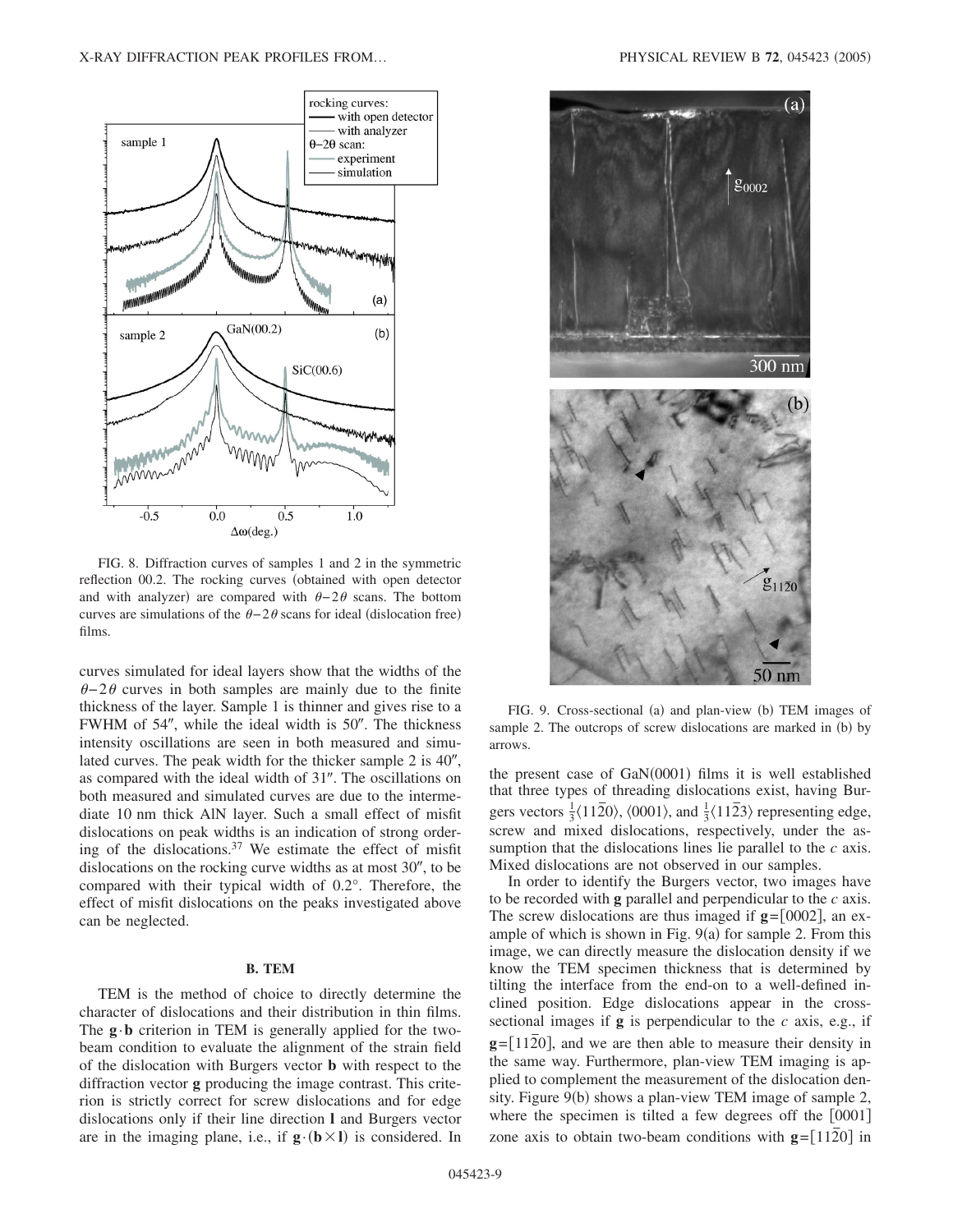FIG. 8. Diffraction curves of samples 1 and 2 in the symmetric reflection 00.2. The rocking curves (obtained with open detector and with analyzer) are compared with $\theta-2\theta$ scans. The bottom curves are simulations of the $\theta-2\theta$ scans for ideal (dislocation free) films.

curves simulated for ideal layers show that the widths of the $\theta-2\theta$ curves in both samples are mainly due to the finite thickness of the layer. Sample 1 is thinner and gives rise to a FWHM of 54″, while the ideal width is 50″. The thickness intensity oscillations are seen in both measured and simulated curves. The peak width for the thicker sample 2 is 40″, as compared with the ideal width of 31″. The oscillations on both measured and simulated curves are due to the intermediate 10 nm thick AlN layer. Such a small effect of misfit dislocations on peak widths is an indication of strong ordering of the dislocations.[37] We estimate the effect of misfit dislocations on the rocking curve widths as at most 30″, to be compared with their typical width of 0.2°. Therefore, the effect of misfit dislocations on the peaks investigated above can be neglected.

### B. TEM

TEM is the method of choice to directly determine the character of dislocations and their distribution in thin films. The $\mathbf{g}\cdot\mathbf{b}$ criterion in TEM is generally applied for the two-beam condition to evaluate the alignment of the strain field of the dislocation with Burgers vector $\mathbf{b}$ with respect to the diffraction vector $\mathbf{g}$ producing the image contrast. This criterion is strictly correct for screw dislocations and for edge dislocations only if their line direction $\mathbf{l}$ and Burgers vector are in the imaging plane, i.e., if $\mathbf{g}\cdot(\mathbf{b}\times\mathbf{l})$ is considered. In the present case of GaN(0001) films it is well established that three types of threading dislocations exist, having Burgers vectors $\frac{1}{3}\langle 11\bar{2}0\rangle$, $\langle 0001\rangle$, and $\frac{1}{3}\langle 11\bar{2}3\rangle$ representing edge, screw and mixed dislocations, respectively, under the assumption that the dislocations lines lie parallel to the $c$ axis. Mixed dislocations are not observed in our samples.

In order to identify the Burgers vector, two images have to be recorded with $\mathbf{g}$ parallel and perpendicular to the $c$ axis. The screw dislocations are thus imaged if $\mathbf{g}=[0002]$, an example of which is shown in Fig. 9(a) for sample 2. From this image, we can directly measure the dislocation density if we know the TEM specimen thickness that is determined by tilting the interface from the end-on to a well-defined inclined position. Edge dislocations appear in the cross-sectional images if $\mathbf{g}$ is perpendicular to the $c$ axis, e.g., if $\mathbf{g}=[11\bar{2}0]$, and we are then able to measure their density in the same way. Furthermore, plan-view TEM imaging is applied to complement the measurement of the dislocation density. Figure 9(b) shows a plan-view TEM image of sample 2, where the specimen is tilted a few degrees off the [0001] zone axis to obtain two-beam conditions with $\mathbf{g}=[11\bar{2}0]$ in

FIG. 9. Cross-sectional (a) and plan-view (b) TEM images of sample 2. The outcrops of screw dislocations are marked in (b) by arrows.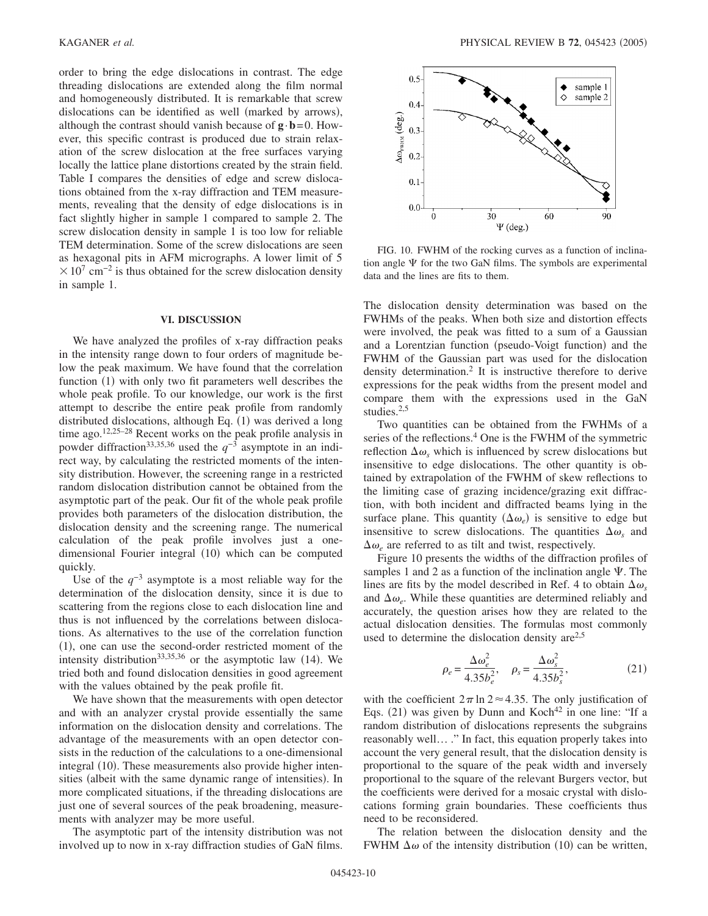order to bring the edge dislocations in contrast. The edge threading dislocations are extended along the film normal and homogeneously distributed. It is remarkable that screw dislocations can be identified as well (marked by arrows), although the contrast should vanish because of $\mathbf{g}\cdot\mathbf{b}=0$. However, this specific contrast is produced due to strain relaxation of the screw dislocation at the free surfaces varying locally the lattice plane distortions created by the strain field. Table I compares the densities of edge and screw dislocations obtained from the x-ray diffraction and TEM measurements, revealing that the density of edge dislocations is in fact slightly higher in sample 1 compared to sample 2. The screw dislocation density in sample 1 is too low for reliable TEM determination. Some of the screw dislocations are seen as hexagonal pits in AFM micrographs. A lower limit of $5\times10^{7}\ \mathrm{cm}^{-2}$ is thus obtained for the screw dislocation density in sample 1.

## VI. DISCUSSION

We have analyzed the profiles of x-ray diffraction peaks in the intensity range down to four orders of magnitude below the peak maximum. We have found that the correlation function (1) with only two fit parameters well describes the whole peak profile. To our knowledge, our work is the first attempt to describe the entire peak profile from randomly distributed dislocations, although Eq. (1) was derived a long time ago.[12,25–28] Recent works on the peak profile analysis in powder diffraction[33,35,36] used the $q^{-3}$ asymptote in an indirect way, by calculating the restricted moments of the intensity distribution. However, the screening range in a restricted random dislocation distribution cannot be obtained from the asymptotic part of the peak. Our fit of the whole peak profile provides both parameters of the dislocation distribution, the dislocation density and the screening range. The numerical calculation of the peak profile involves just a one-dimensional Fourier integral (10) which can be computed quickly.

Use of the $q^{-3}$ asymptote is a most reliable way for the determination of the dislocation density, since it is due to scattering from the regions close to each dislocation line and thus is not influenced by the correlations between dislocations. As alternatives to the use of the correlation function (1), one can use the second-order restricted moment of the intensity distribution[33,35,36] or the asymptotic law (14). We tried both and found dislocation densities in good agreement with the values obtained by the peak profile fit.

We have shown that the measurements with open detector and with an analyzer crystal provide essentially the same information on the dislocation density and correlations. The advantage of the measurements with an open detector consists in the reduction of the calculations to a one-dimensional integral (10). These measurements also provide higher intensities (albeit with the same dynamic range of intensities). In more complicated situations, if the threading dislocations are just one of several sources of the peak broadening, measurements with analyzer may be more useful.

The asymptotic part of the intensity distribution was not involved up to now in x-ray diffraction studies of GaN films.

FIG. 10. FWHM of the rocking curves as a function of inclination angle $\Psi$ for the two GaN films. The symbols are experimental data and the lines are fits to them.

The dislocation density determination was based on the FWHMs of the peaks. When both size and distortion effects were involved, the peak was fitted to a sum of a Gaussian and a Lorentzian function (pseudo-Voigt function) and the FWHM of the Gaussian part was used for the dislocation density determination.[2] It is instructive therefore to derive expressions for the peak widths from the present model and compare them with the expressions used in the GaN studies.[2,5]

Two quantities can be obtained from the FWHMs of a series of the reflections.[4] One is the FWHM of the symmetric reflection $\Delta\omega_s$ which is influenced by screw dislocations but insensitive to edge dislocations. The other quantity is obtained by extrapolation of the FWHM of skew reflections to the limiting case of grazing incidence/grazing exit diffraction, with both incident and diffracted beams lying in the surface plane. This quantity ($\Delta\omega_e$) is sensitive to edge but insensitive to screw dislocations. The quantities $\Delta\omega_s$ and $\Delta\omega_e$ are referred to as tilt and twist, respectively.

Figure 10 presents the widths of the diffraction profiles of samples 1 and 2 as a function of the inclination angle $\Psi$. The lines are fits by the model described in Ref. 4 to obtain $\Delta\omega_s$ and $\Delta\omega_e$. While these quantities are determined reliably and accurately, the question arises how they are related to the actual dislocation densities. The formulas most commonly used to determine the dislocation density are[2,5]

$$\rho_e = \frac{\Delta\omega_e^2}{4.35 b_e^2}, \quad \rho_s = \frac{\Delta\omega_s^2}{4.35 b_s^2}, \tag{21}$$

with the coefficient $2\pi \ln 2 \approx 4.35$. The only justification of Eqs. (21) was given by Dunn and Koch[42] in one line: "If a random distribution of dislocations represents the subgrains reasonably well… ." In fact, this equation properly takes into account the very general result, that the dislocation density is proportional to the square of the peak width and inversely proportional to the square of the relevant Burgers vector, but the coefficients were derived for a mosaic crystal with dislocations forming grain boundaries. These coefficients thus need to be reconsidered.

The relation between the dislocation density and the FWHM $\Delta\omega$ of the intensity distribution (10) can be written,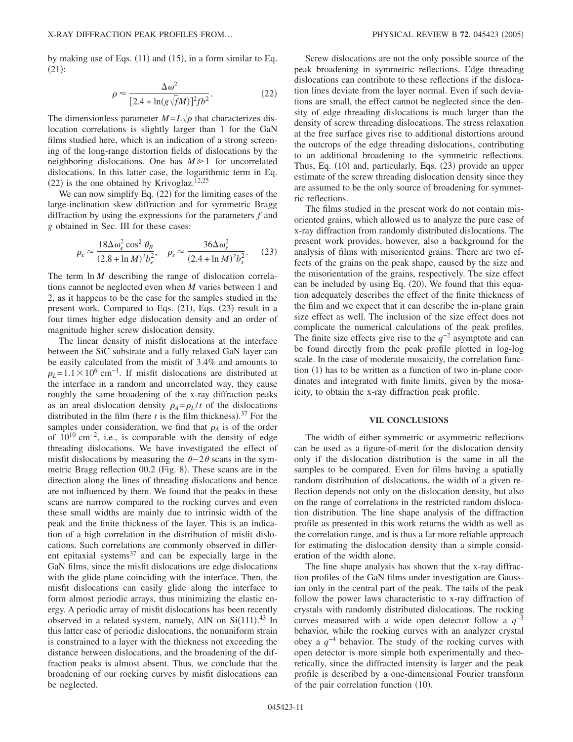by making use of Eqs. (11) and (15), in a form similar to Eq. (21):

$$\rho \approx \frac{\Delta\omega^2}{[2.4 + \ln(g\sqrt{f}M)]^2 f b^2}. \tag{22}$$

The dimensionless parameter $M = L\sqrt{\rho}$ that characterizes dislocation correlations is slightly larger than 1 for the GaN films studied here, which is an indication of a strong screening of the long-range distortion fields of dislocations by the neighboring dislocations. One has $M \gg 1$ for uncorrelated dislocations. In this latter case, the logarithmic term in Eq. (22) is the one obtained by Krivoglaz.[12,25]

We can now simplify Eq. (22) for the limiting cases of the large-inclination skew diffraction and for symmetric Bragg diffraction by using the expressions for the parameters $f$ and $g$ obtained in Sec. III for these cases:

$$\rho_e \approx \frac{18\Delta\omega_e^2 \cos^2\theta_B}{(2.8 + \ln M)^2 b_e^2}, \quad \rho_s \approx \frac{36\Delta\omega_s^2}{(2.4 + \ln M)^2 b_s^2}. \tag{23}$$

The term $\ln M$ describing the range of dislocation correlations cannot be neglected even when $M$ varies between 1 and 2, as it happens to be the case for the samples studied in the present work. Compared to Eqs. (21), Eqs. (23) result in a four times higher edge dislocation density and an order of magnitude higher screw dislocation density.

The linear density of misfit dislocations at the interface between the SiC substrate and a fully relaxed GaN layer can be easily calculated from the misfit of 3.4% and amounts to $\rho_L = 1.1 \times 10^6\ \text{cm}^{-1}$. If misfit dislocations are distributed at the interface in a random and uncorrelated way, they cause roughly the same broadening of the x-ray diffraction peaks as an areal dislocation density $\rho_A = \rho_L/t$ of the dislocations distributed in the film (here $t$ is the film thickness).[37] For the samples under consideration, we find that $\rho_A$ is of the order of $10^{10}\ \text{cm}^{-2}$, i.e., is comparable with the density of edge threading dislocations. We have investigated the effect of misfit dislocations by measuring the $\theta - 2\theta$ scans in the symmetric Bragg reflection 00.2 (Fig. 8). These scans are in the direction along the lines of threading dislocations and hence are not influenced by them. We found that the peaks in these scans are narrow compared to the rocking curves and even these small widths are mainly due to intrinsic width of the peak and the finite thickness of the layer. This is an indication of a high correlation in the distribution of misfit dislocations. Such correlations are commonly observed in different epitaxial systems[37] and can be especially large in the GaN films, since the misfit dislocations are edge dislocations with the glide plane coinciding with the interface. Then, the misfit dislocations can easily glide along the interface to form almost periodic arrays, thus minimizing the elastic energy. A periodic array of misfit dislocations has been recently observed in a related system, namely, AlN on Si(111).[43] In this latter case of periodic dislocations, the nonuniform strain is constrained to a layer with the thickness not exceeding the distance between dislocations, and the broadening of the diffraction peaks is almost absent. Thus, we conclude that the broadening of our rocking curves by misfit dislocations can be neglected.

Screw dislocations are not the only possible source of the peak broadening in symmetric reflections. Edge threading dislocations can contribute to these reflections if the dislocation lines deviate from the layer normal. Even if such deviations are small, the effect cannot be neglected since the density of edge threading dislocations is much larger than the density of screw threading dislocations. The stress relaxation at the free surface gives rise to additional distortions around the outcrops of the edge threading dislocations, contributing to an additional broadening to the symmetric reflections. Thus, Eq. (10) and, particularly, Eqs. (23) provide an upper estimate of the screw threading dislocation density since they are assumed to be the only source of broadening for symmetric reflections.

The films studied in the present work do not contain misoriented grains, which allowed us to analyze the pure case of x-ray diffraction from randomly distributed dislocations. The present work provides, however, also a background for the analysis of films with misoriented grains. There are two effects of the grains on the peak shape, caused by the size and the misorientation of the grains, respectively. The size effect can be included by using Eq. (20). We found that this equation adequately describes the effect of the finite thickness of the film and we expect that it can describe the in-plane grain size effect as well. The inclusion of the size effect does not complicate the numerical calculations of the peak profiles. The finite size effects give rise to the $q^{-2}$ asymptote and can be found directly from the peak profile plotted in log-log scale. In the case of moderate mosaicity, the correlation function (1) has to be written as a function of two in-plane coordinates and integrated with finite limits, given by the mosaicity, to obtain the x-ray diffraction peak profile.

## VII. CONCLUSIONS

The width of either symmetric or asymmetric reflections can be used as a figure-of-merit for the dislocation density only if the dislocation distribution is the same in all the samples to be compared. Even for films having a spatially random distribution of dislocations, the width of a given reflection depends not only on the dislocation density, but also on the range of correlations in the restricted random dislocation distribution. The line shape analysis of the diffraction profile as presented in this work returns the width as well as the correlation range, and is thus a far more reliable approach for estimating the dislocation density than a simple consideration of the width alone.

The line shape analysis has shown that the x-ray diffraction profiles of the GaN films under investigation are Gaussian only in the central part of the peak. The tails of the peak follow the power laws characteristic to x-ray diffraction of crystals with randomly distributed dislocations. The rocking curves measured with a wide open detector follow a $q^{-3}$ behavior, while the rocking curves with an analyzer crystal obey a $q^{-4}$ behavior. The study of the rocking curves with open detector is more simple both experimentally and theoretically, since the diffracted intensity is larger and the peak profile is described by a one-dimensional Fourier transform of the pair correlation function (10).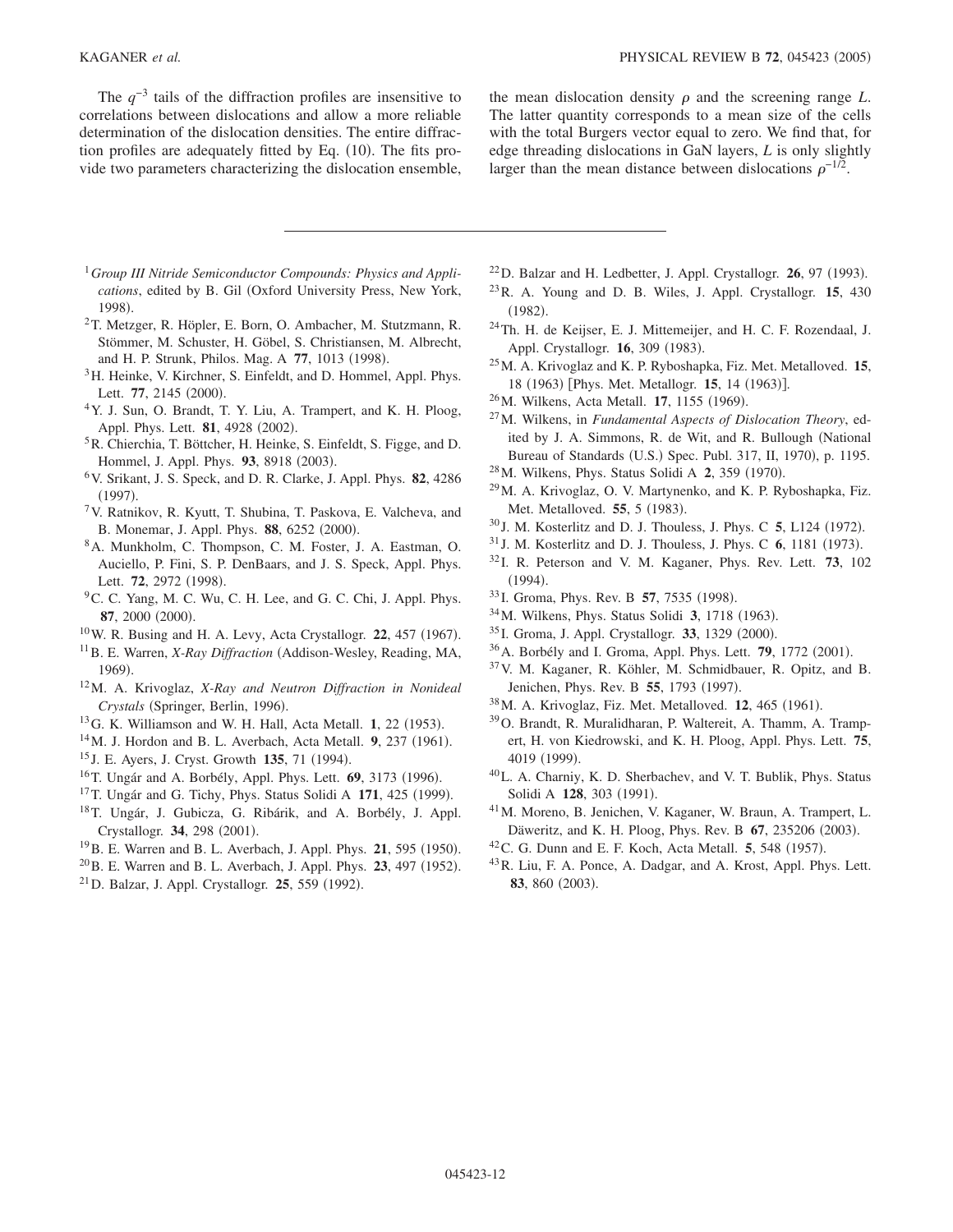The $q^{-3}$ tails of the diffraction profiles are insensitive to correlations between dislocations and allow a more reliable determination of the dislocation densities. The entire diffraction profiles are adequately fitted by Eq. (10). The fits provide two parameters characterizing the dislocation ensemble, the mean dislocation density $\rho$ and the screening range $L$. The latter quantity corresponds to a mean size of the cells with the total Burgers vector equal to zero. We find that, for edge threading dislocations in GaN layers, $L$ is only slightly larger than the mean distance between dislocations $\rho^{-1/2}$.

---

[1] *Group III Nitride Semiconductor Compounds: Physics and Applications*, edited by B. Gil (Oxford University Press, New York, 1998).

[2] T. Metzger, R. Höpler, E. Born, O. Ambacher, M. Stutzmann, R. Stömmer, M. Schuster, H. Göbel, S. Christiansen, M. Albrecht, and H. P. Strunk, Philos. Mag. A **77**, 1013 (1998).

[3] H. Heinke, V. Kirchner, S. Einfeldt, and D. Hommel, Appl. Phys. Lett. **77**, 2145 (2000).

[4] Y. J. Sun, O. Brandt, T. Y. Liu, A. Trampert, and K. H. Ploog, Appl. Phys. Lett. **81**, 4928 (2002).

[5] R. Chierchia, T. Böttcher, H. Heinke, S. Einfeldt, S. Figge, and D. Hommel, J. Appl. Phys. **93**, 8918 (2003).

[6] V. Srikant, J. S. Speck, and D. R. Clarke, J. Appl. Phys. **82**, 4286 (1997).

[7] V. Ratnikov, R. Kyutt, T. Shubina, T. Paskova, E. Valcheva, and B. Monemar, J. Appl. Phys. **88**, 6252 (2000).

[8] A. Munkholm, C. Thompson, C. M. Foster, J. A. Eastman, O. Auciello, P. Fini, S. P. DenBaars, and J. S. Speck, Appl. Phys. Lett. **72**, 2972 (1998).

[9] C. C. Yang, M. C. Wu, C. H. Lee, and G. C. Chi, J. Appl. Phys. **87**, 2000 (2000).

[10] W. R. Busing and H. A. Levy, Acta Crystallogr. **22**, 457 (1967).

[11] B. E. Warren, *X-Ray Diffraction* (Addison-Wesley, Reading, MA, 1969).

[12] M. A. Krivoglaz, *X-Ray and Neutron Diffraction in Nonideal Crystals* (Springer, Berlin, 1996).

[13] G. K. Williamson and W. H. Hall, Acta Metall. **1**, 22 (1953).

[14] M. J. Hordon and B. L. Averbach, Acta Metall. **9**, 237 (1961).

[15] J. E. Ayers, J. Cryst. Growth **135**, 71 (1994).

[16] T. Ungár and A. Borbély, Appl. Phys. Lett. **69**, 3173 (1996).

[17] T. Ungár and G. Tichy, Phys. Status Solidi A **171**, 425 (1999).

[18] T. Ungár, J. Gubicza, G. Ribárik, and A. Borbély, J. Appl. Crystallogr. **34**, 298 (2001).

[19] B. E. Warren and B. L. Averbach, J. Appl. Phys. **21**, 595 (1950).

[20] B. E. Warren and B. L. Averbach, J. Appl. Phys. **23**, 497 (1952).

[21] D. Balzar, J. Appl. Crystallogr. **25**, 559 (1992).

[22] D. Balzar and H. Ledbetter, J. Appl. Crystallogr. **26**, 97 (1993).

[23] R. A. Young and D. B. Wiles, J. Appl. Crystallogr. **15**, 430 (1982).

[24] Th. H. de Keijser, E. J. Mittemeijer, and H. C. F. Rozendaal, J. Appl. Crystallogr. **16**, 309 (1983).

[25] M. A. Krivoglaz and K. P. Ryboshapka, Fiz. Met. Metalloved. **15**, 18 (1963) [Phys. Met. Metallogr. **15**, 14 (1963)].

[26] M. Wilkens, Acta Metall. **17**, 1155 (1969).

[27] M. Wilkens, in *Fundamental Aspects of Dislocation Theory*, edited by J. A. Simmons, R. de Wit, and R. Bullough (National Bureau of Standards (U.S.) Spec. Publ. 317, II, 1970), p. 1195.

[28] M. Wilkens, Phys. Status Solidi A **2**, 359 (1970).

[29] M. A. Krivoglaz, O. V. Martynenko, and K. P. Ryboshapka, Fiz. Met. Metalloved. **55**, 5 (1983).

[30] J. M. Kosterlitz and D. J. Thouless, J. Phys. C **5**, L124 (1972).

[31] J. M. Kosterlitz and D. J. Thouless, J. Phys. C **6**, 1181 (1973).

[32] I. R. Peterson and V. M. Kaganer, Phys. Rev. Lett. **73**, 102 (1994).

[33] I. Groma, Phys. Rev. B **57**, 7535 (1998).

[34] M. Wilkens, Phys. Status Solidi **3**, 1718 (1963).

[35] I. Groma, J. Appl. Crystallogr. **33**, 1329 (2000).

[36] A. Borbély and I. Groma, Appl. Phys. Lett. **79**, 1772 (2001).

[37] V. M. Kaganer, R. Köhler, M. Schmidbauer, R. Opitz, and B. Jenichen, Phys. Rev. B **55**, 1793 (1997).

[38] M. A. Krivoglaz, Fiz. Met. Metalloved. **12**, 465 (1961).

[39] O. Brandt, R. Muralidharan, P. Waltereit, A. Thamm, A. Trampert, H. von Kiedrowski, and K. H. Ploog, Appl. Phys. Lett. **75**, 4019 (1999).

[40] L. A. Charniy, K. D. Sherbachev, and V. T. Bublik, Phys. Status Solidi A **128**, 303 (1991).

[41] M. Moreno, B. Jenichen, V. Kaganer, W. Braun, A. Trampert, L. Däweritz, and K. H. Ploog, Phys. Rev. B **67**, 235206 (2003).

[42] C. G. Dunn and E. F. Koch, Acta Metall. **5**, 548 (1957).

[43] R. Liu, F. A. Ponce, A. Dadgar, and A. Krost, Appl. Phys. Lett. **83**, 860 (2003).